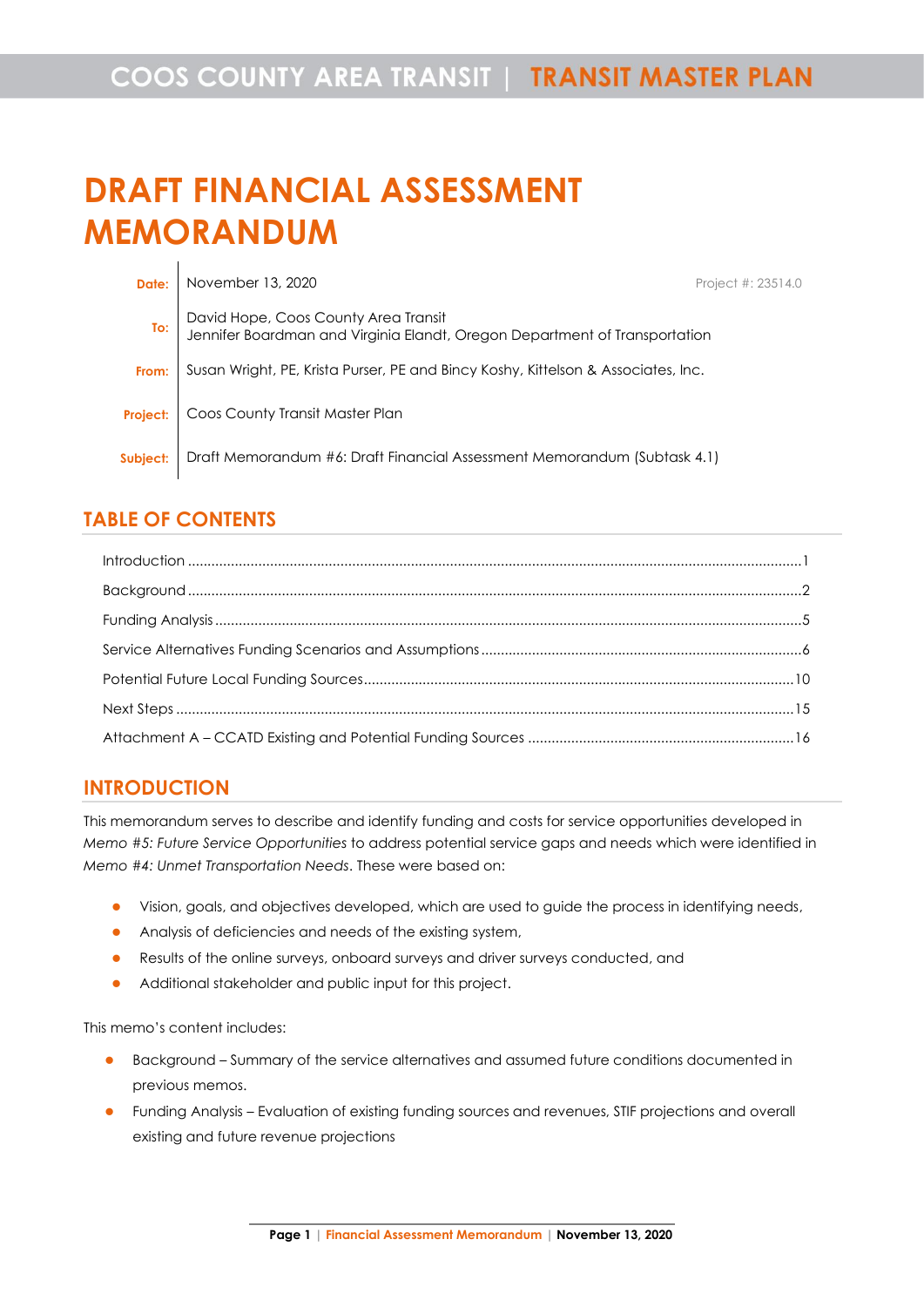# DRAFT FINANCIAL ASSESSMENT MEMORANDUM

| | | |
|---|---|---|
| **Date:** | November 13, 2020 | Project #: 23514.0 |
| **To:** | David Hope, Coos County Area Transit<br>Jennifer Boardman and Virginia Elandt, Oregon Department of Transportation | |
| **From:** | Susan Wright, PE, Krista Purser, PE and Bincy Koshy, Kittelson & Associates, Inc. | |
| **Project:** | Coos County Transit Master Plan | |
| **Subject:** | Draft Memorandum #6: Draft Financial Assessment Memorandum (Subtask 4.1) | |

## TABLE OF CONTENTS

Introduction ....................................................... 1
Background ....................................................... 2
Funding Analysis ....................................................... 5
Service Alternatives Funding Scenarios and Assumptions ....................................................... 6
Potential Future Local Funding Sources ....................................................... 10
Next Steps ....................................................... 15
Attachment A – CCATD Existing and Potential Funding Sources ....................................................... 16

## INTRODUCTION

This memorandum serves to describe and identify funding and costs for service opportunities developed in *Memo #5: Future Service Opportunities* to address potential service gaps and needs which were identified in *Memo #4: Unmet Transportation Needs*. These were based on:

- Vision, goals, and objectives developed, which are used to guide the process in identifying needs,
- Analysis of deficiencies and needs of the existing system,
- Results of the online surveys, onboard surveys and driver surveys conducted, and
- Additional stakeholder and public input for this project.

This memo's content includes:

- Background – Summary of the service alternatives and assumed future conditions documented in previous memos.
- Funding Analysis – Evaluation of existing funding sources and revenues, STIF projections and overall existing and future revenue projections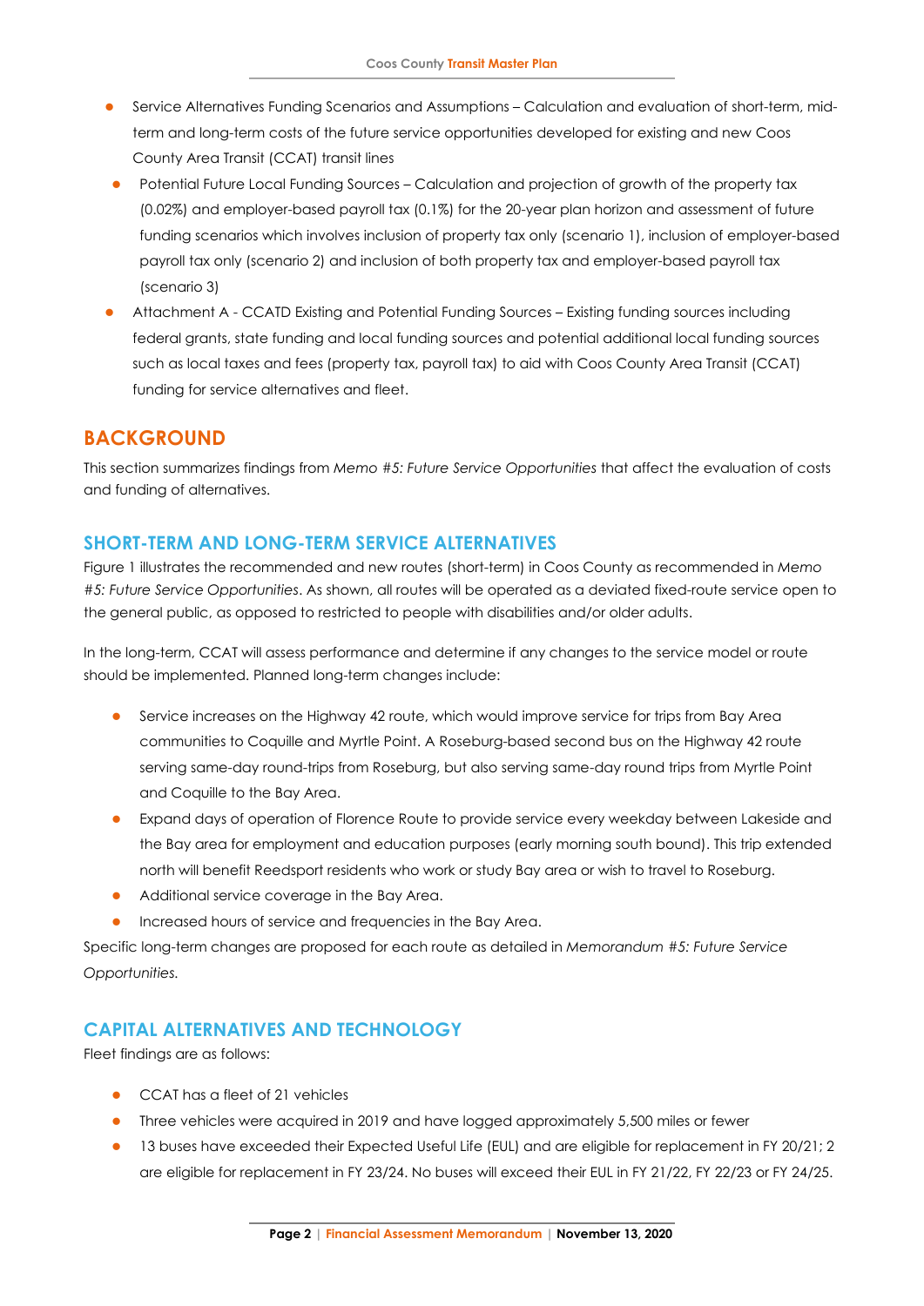- Service Alternatives Funding Scenarios and Assumptions – Calculation and evaluation of short-term, mid-term and long-term costs of the future service opportunities developed for existing and new Coos County Area Transit (CCAT) transit lines
- Potential Future Local Funding Sources – Calculation and projection of growth of the property tax (0.02%) and employer-based payroll tax (0.1%) for the 20-year plan horizon and assessment of future funding scenarios which involves inclusion of property tax only (scenario 1), inclusion of employer-based payroll tax only (scenario 2) and inclusion of both property tax and employer-based payroll tax (scenario 3)
- Attachment A - CCATD Existing and Potential Funding Sources – Existing funding sources including federal grants, state funding and local funding sources and potential additional local funding sources such as local taxes and fees (property tax, payroll tax) to aid with Coos County Area Transit (CCAT) funding for service alternatives and fleet.

## BACKGROUND

This section summarizes findings from *Memo #5: Future Service Opportunities* that affect the evaluation of costs and funding of alternatives.

### SHORT-TERM AND LONG-TERM SERVICE ALTERNATIVES

Figure 1 illustrates the recommended and new routes (short-term) in Coos County as recommended in *Memo #5: Future Service Opportunities*. As shown, all routes will be operated as a deviated fixed-route service open to the general public, as opposed to restricted to people with disabilities and/or older adults.

In the long-term, CCAT will assess performance and determine if any changes to the service model or route should be implemented. Planned long-term changes include:

- Service increases on the Highway 42 route, which would improve service for trips from Bay Area communities to Coquille and Myrtle Point. A Roseburg-based second bus on the Highway 42 route serving same-day round-trips from Roseburg, but also serving same-day round trips from Myrtle Point and Coquille to the Bay Area.
- Expand days of operation of Florence Route to provide service every weekday between Lakeside and the Bay area for employment and education purposes (early morning south bound). This trip extended north will benefit Reedsport residents who work or study Bay area or wish to travel to Roseburg.
- Additional service coverage in the Bay Area.
- Increased hours of service and frequencies in the Bay Area.

Specific long-term changes are proposed for each route as detailed in *Memorandum #5: Future Service Opportunities.*

### CAPITAL ALTERNATIVES AND TECHNOLOGY

Fleet findings are as follows:

- CCAT has a fleet of 21 vehicles
- Three vehicles were acquired in 2019 and have logged approximately 5,500 miles or fewer
- 13 buses have exceeded their Expected Useful Life (EUL) and are eligible for replacement in FY 20/21; 2 are eligible for replacement in FY 23/24. No buses will exceed their EUL in FY 21/22, FY 22/23 or FY 24/25.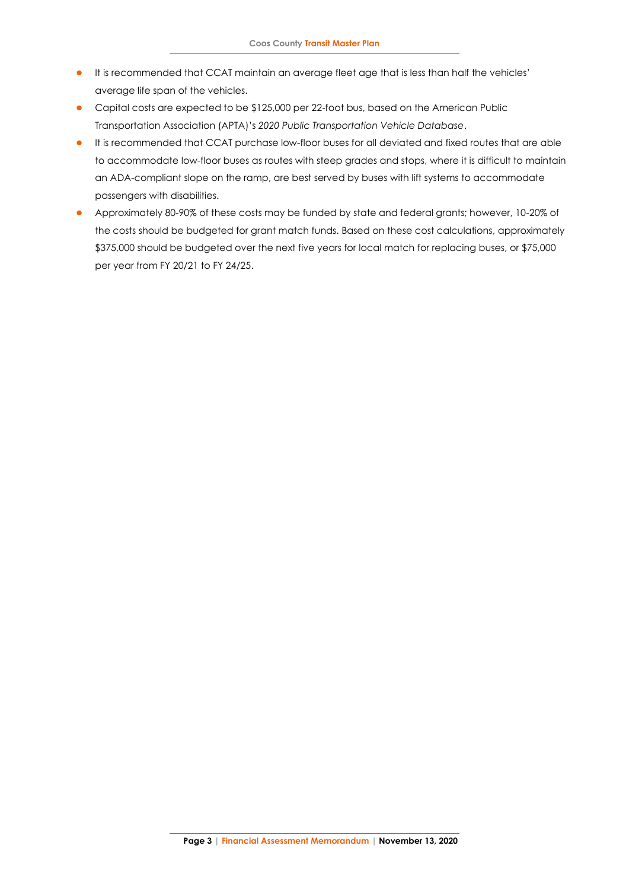- It is recommended that CCAT maintain an average fleet age that is less than half the vehicles' average life span of the vehicles.
- Capital costs are expected to be $125,000 per 22-foot bus, based on the American Public Transportation Association (APTA)'s *2020 Public Transportation Vehicle Database*.
- It is recommended that CCAT purchase low-floor buses for all deviated and fixed routes that are able to accommodate low-floor buses as routes with steep grades and stops, where it is difficult to maintain an ADA-compliant slope on the ramp, are best served by buses with lift systems to accommodate passengers with disabilities.
- Approximately 80-90% of these costs may be funded by state and federal grants; however, 10-20% of the costs should be budgeted for grant match funds. Based on these cost calculations, approximately $375,000 should be budgeted over the next five years for local match for replacing buses, or $75,000 per year from FY 20/21 to FY 24/25.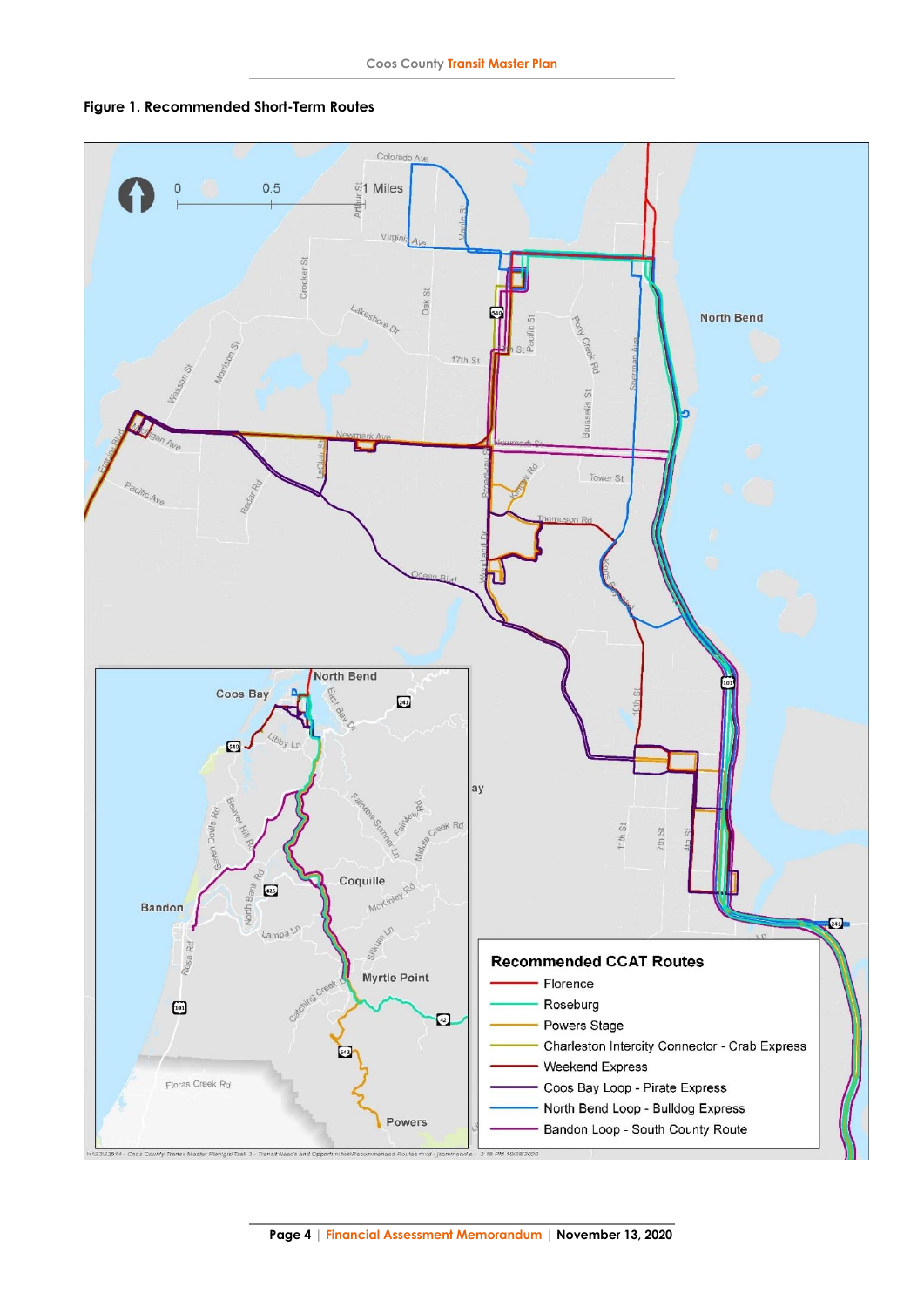**Figure 1. Recommended Short-Term Routes**

**Recommended CCAT Routes**

- Florence
- Roseburg
- Powers Stage
- Charleston Intercity Connector - Crab Express
- Weekend Express
- Coos Bay Loop - Pirate Express
- North Bend Loop - Bulldog Express
- Bandon Loop - South County Route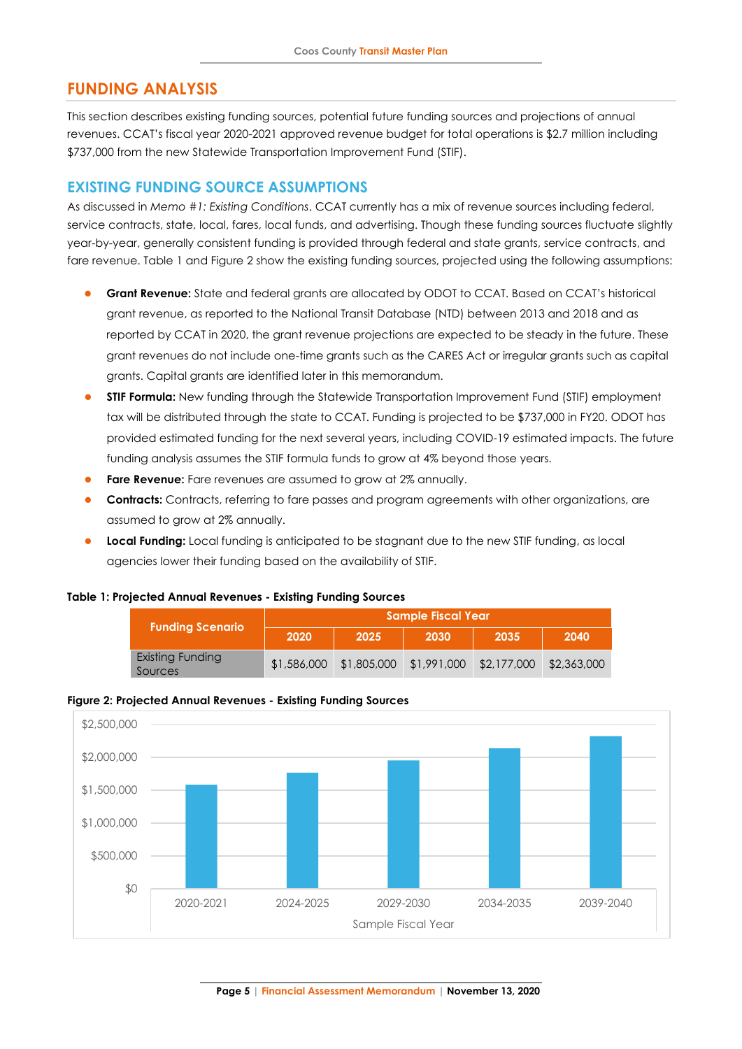## FUNDING ANALYSIS

This section describes existing funding sources, potential future funding sources and projections of annual revenues. CCAT's fiscal year 2020-2021 approved revenue budget for total operations is $2.7 million including $737,000 from the new Statewide Transportation Improvement Fund (STIF).

### EXISTING FUNDING SOURCE ASSUMPTIONS

As discussed in *Memo #1: Existing Conditions*, CCAT currently has a mix of revenue sources including federal, service contracts, state, local, fares, local funds, and advertising. Though these funding sources fluctuate slightly year-by-year, generally consistent funding is provided through federal and state grants, service contracts, and fare revenue. Table 1 and Figure 2 show the existing funding sources, projected using the following assumptions:

- **Grant Revenue:** State and federal grants are allocated by ODOT to CCAT. Based on CCAT's historical grant revenue, as reported to the National Transit Database (NTD) between 2013 and 2018 and as reported by CCAT in 2020, the grant revenue projections are expected to be steady in the future. These grant revenues do not include one-time grants such as the CARES Act or irregular grants such as capital grants. Capital grants are identified later in this memorandum.
- **STIF Formula:** New funding through the Statewide Transportation Improvement Fund (STIF) employment tax will be distributed through the state to CCAT. Funding is projected to be $737,000 in FY20. ODOT has provided estimated funding for the next several years, including COVID-19 estimated impacts. The future funding analysis assumes the STIF formula funds to grow at 4% beyond those years.
- **Fare Revenue:** Fare revenues are assumed to grow at 2% annually.
- **Contracts:** Contracts, referring to fare passes and program agreements with other organizations, are assumed to grow at 2% annually.
- **Local Funding:** Local funding is anticipated to be stagnant due to the new STIF funding, as local agencies lower their funding based on the availability of STIF.

**Table 1: Projected Annual Revenues - Existing Funding Sources**

| Funding Scenario | Sample Fiscal Year | | | | |
|---|---|---|---|---|---|
| | 2020 | 2025 | 2030 | 2035 | 2040 |
| Existing Funding Sources | $1,586,000 | $1,805,000 | $1,991,000 | $2,177,000 | $2,363,000 |

**Figure 2: Projected Annual Revenues - Existing Funding Sources**

| Sample Fiscal Year | Projected Annual Revenue |
|---|---|
| 2020-2021 | $1,586,000 |
| 2024-2025 | $1,805,000 |
| 2029-2030 | $1,991,000 |
| 2034-2035 | $2,177,000 |
| 2039-2040 | $2,363,000 |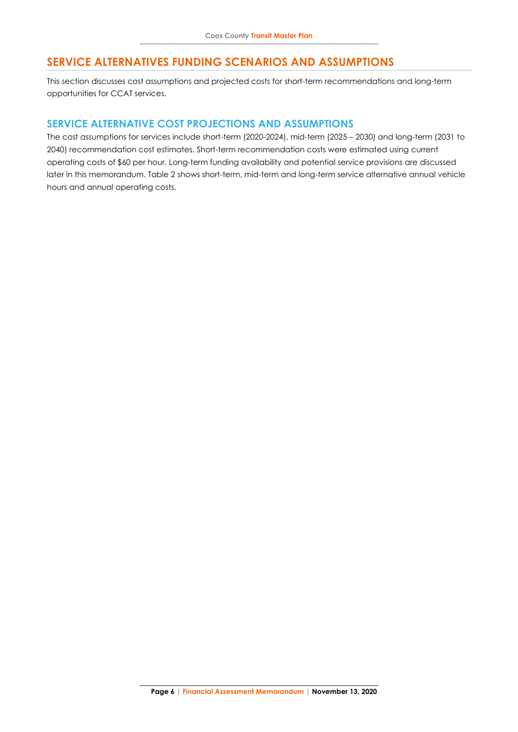## SERVICE ALTERNATIVES FUNDING SCENARIOS AND ASSUMPTIONS

This section discusses cost assumptions and projected costs for short-term recommendations and long-term opportunities for CCAT services.

### SERVICE ALTERNATIVE COST PROJECTIONS AND ASSUMPTIONS

The cost assumptions for services include short-term (2020-2024), mid-term (2025 – 2030) and long-term (2031 to 2040) recommendation cost estimates. Short-term recommendation costs were estimated using current operating costs of $60 per hour. Long-term funding availability and potential service provisions are discussed later in this memorandum. Table 2 shows short-term, mid-term and long-term service alternative annual vehicle hours and annual operating costs.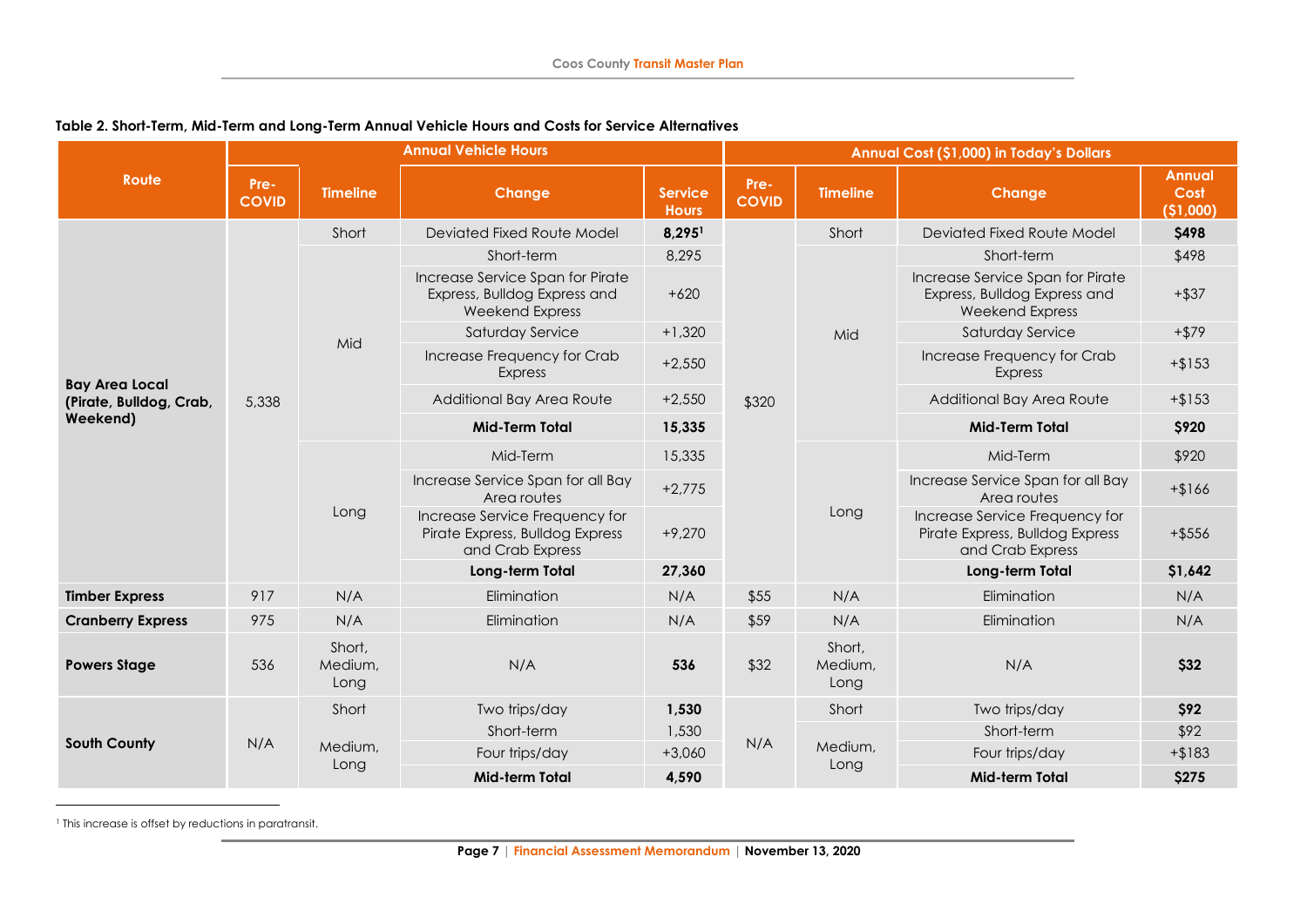**Table 2. Short-Term, Mid-Term and Long-Term Annual Vehicle Hours and Costs for Service Alternatives**

| Route | Annual Vehicle Hours | | | | Annual Cost ($1,000) in Today's Dollars | | | |
|---|---|---|---|---|---|---|---|---|
| | Pre-COVID | Timeline | Change | Service Hours | Pre-COVID | Timeline | Change | Annual Cost ($1,000) |
| **Bay Area Local (Pirate, Bulldog, Crab, Weekend)** | 5,338 | Short | Deviated Fixed Route Model | **8,295**[1] | $320 | Short | Deviated Fixed Route Model | **$498** |
| | | Mid | Short-term | 8,295 | | Mid | Short-term | $498 |
| | | | Increase Service Span for Pirate Express, Bulldog Express and Weekend Express | +620 | | | Increase Service Span for Pirate Express, Bulldog Express and Weekend Express | +$37 |
| | | | Saturday Service | +1,320 | | | Saturday Service | +$79 |
| | | | Increase Frequency for Crab Express | +2,550 | | | Increase Frequency for Crab Express | +$153 |
| | | | Additional Bay Area Route | +2,550 | | | Additional Bay Area Route | +$153 |
| | | | **Mid-Term Total** | **15,335** | | | **Mid-Term Total** | **$920** |
| | | Long | Mid-Term | 15,335 | | Long | Mid-Term | $920 |
| | | | Increase Service Span for all Bay Area routes | +2,775 | | | Increase Service Span for all Bay Area routes | +$166 |
| | | | Increase Service Frequency for Pirate Express, Bulldog Express and Crab Express | +9,270 | | | Increase Service Frequency for Pirate Express, Bulldog Express and Crab Express | +$556 |
| | | | **Long-term Total** | **27,360** | | | **Long-term Total** | **$1,642** |
| **Timber Express** | 917 | N/A | Elimination | N/A | $55 | N/A | Elimination | N/A |
| **Cranberry Express** | 975 | N/A | Elimination | N/A | $59 | N/A | Elimination | N/A |
| **Powers Stage** | 536 | Short, Medium, Long | N/A | **536** | $32 | Short, Medium, Long | N/A | **$32** |
| **South County** | N/A | Short | Two trips/day | **1,530** | N/A | Short | Two trips/day | **$92** |
| | | Medium, Long | Short-term | 1,530 | | Medium, Long | Short-term | $92 |
| | | | Four trips/day | +3,060 | | | Four trips/day | +$183 |
| | | | **Mid-term Total** | **4,590** | | | **Mid-term Total** | **$275** |

[1] This increase is offset by reductions in paratransit.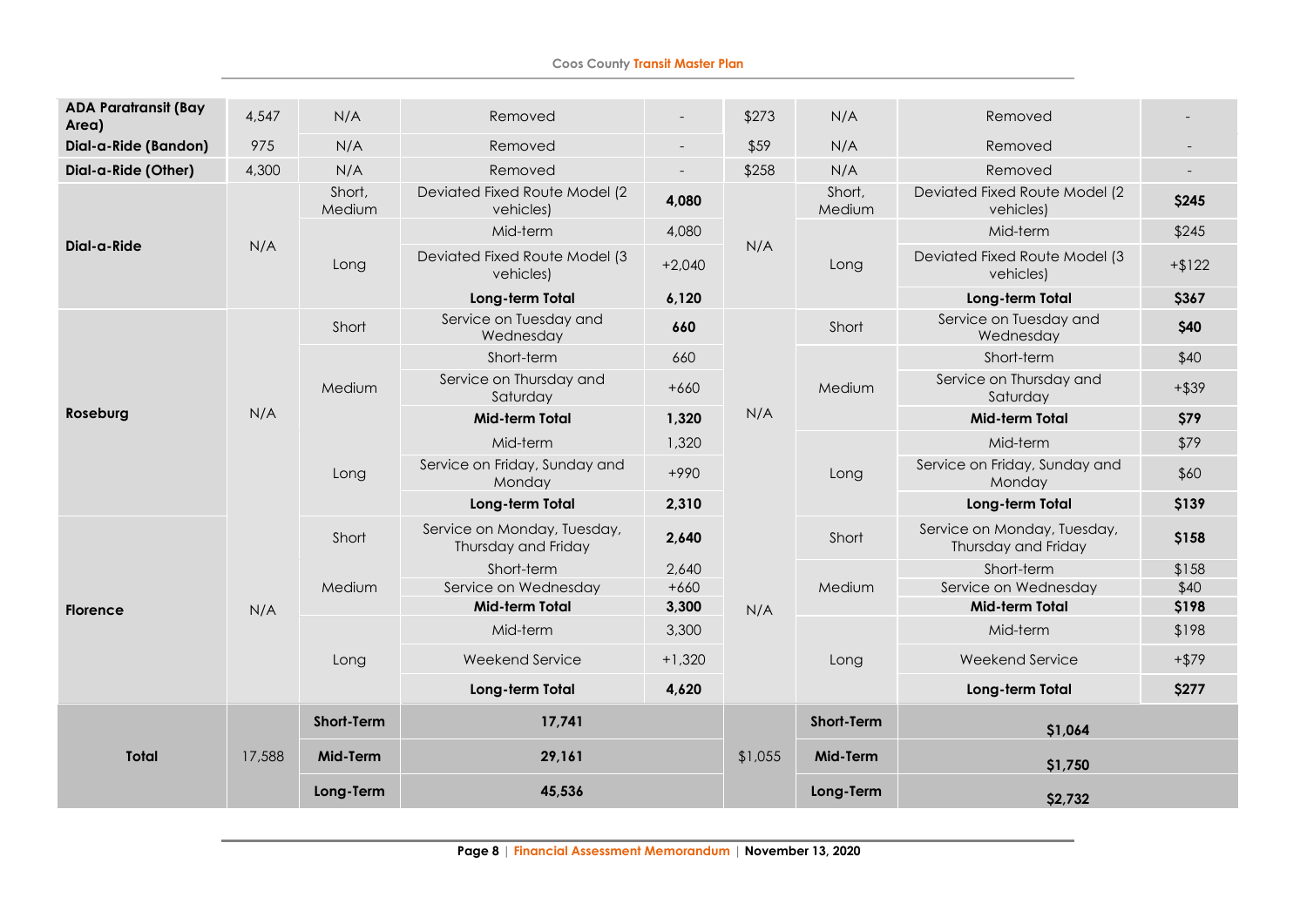| ADA Paratransit (Bay Area) | 4,547 | N/A | Removed | - | $273 | N/A | Removed | - |
|---|---|---|---|---|---|---|---|---|
| **Dial-a-Ride (Bandon)** | 975 | N/A | Removed | - | $59 | N/A | Removed | - |
| **Dial-a-Ride (Other)** | 4,300 | N/A | Removed | - | $258 | N/A | Removed | - |
| **Dial-a-Ride** | N/A | Short, Medium | Deviated Fixed Route Model (2 vehicles) | **4,080** | N/A | Short, Medium | Deviated Fixed Route Model (2 vehicles) | **$245** |
| | | Long | Mid-term | 4,080 | | Long | Mid-term | $245 |
| | | | Deviated Fixed Route Model (3 vehicles) | +2,040 | | | Deviated Fixed Route Model (3 vehicles) | +$122 |
| | | | **Long-term Total** | **6,120** | | | **Long-term Total** | **$367** |
| **Roseburg** | N/A | Short | Service on Tuesday and Wednesday | **660** | N/A | Short | Service on Tuesday and Wednesday | **$40** |
| | | Medium | Short-term | 660 | | Medium | Short-term | $40 |
| | | | Service on Thursday and Saturday | +660 | | | Service on Thursday and Saturday | +$39 |
| | | | **Mid-term Total** | **1,320** | | | **Mid-term Total** | **$79** |
| | | Long | Mid-term | 1,320 | | Long | Mid-term | $79 |
| | | | Service on Friday, Sunday and Monday | +990 | | | Service on Friday, Sunday and Monday | $60 |
| | | | **Long-term Total** | **2,310** | | | **Long-term Total** | **$139** |
| **Florence** | N/A | Short | Service on Monday, Tuesday, Thursday and Friday | **2,640** | N/A | Short | Service on Monday, Tuesday, Thursday and Friday | **$158** |
| | | Medium | Short-term | 2,640 | | Medium | Short-term | $158 |
| | | | Service on Wednesday | +660 | | | Service on Wednesday | $40 |
| | | | **Mid-term Total** | **3,300** | | | **Mid-term Total** | **$198** |
| | | Long | Mid-term | 3,300 | | Long | Mid-term | $198 |
| | | | Weekend Service | +1,320 | | | Weekend Service | +$79 |
| | | | **Long-term Total** | **4,620** | | | **Long-term Total** | **$277** |
| **Total** | 17,588 | **Short-Term** | **17,741** | | $1,055 | **Short-Term** | **$1,064** | |
| | | **Mid-Term** | **29,161** | | | **Mid-Term** | **$1,750** | |
| | | **Long-Term** | **45,536** | | | **Long-Term** | **$2,732** | |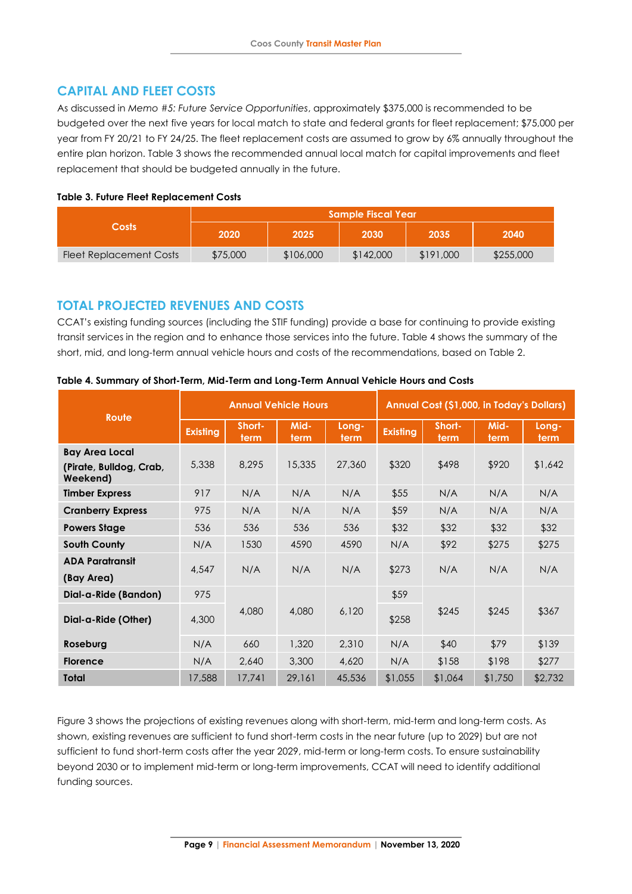## CAPITAL AND FLEET COSTS

As discussed in *Memo #5: Future Service Opportunities*, approximately $375,000 is recommended to be budgeted over the next five years for local match to state and federal grants for fleet replacement; $75,000 per year from FY 20/21 to FY 24/25. The fleet replacement costs are assumed to grow by 6% annually throughout the entire plan horizon. Table 3 shows the recommended annual local match for capital improvements and fleet replacement that should be budgeted annually in the future.

**Table 3. Future Fleet Replacement Costs**

| Costs | Sample Fiscal Year | | | | |
|---|---|---|---|---|---|
| | 2020 | 2025 | 2030 | 2035 | 2040 |
| Fleet Replacement Costs | $75,000 | $106,000 | $142,000 | $191,000 | $255,000 |

## TOTAL PROJECTED REVENUES AND COSTS

CCAT's existing funding sources (including the STIF funding) provide a base for continuing to provide existing transit services in the region and to enhance those services into the future. Table 4 shows the summary of the short, mid, and long-term annual vehicle hours and costs of the recommendations, based on Table 2.

**Table 4. Summary of Short-Term, Mid-Term and Long-Term Annual Vehicle Hours and Costs**

| Route | Annual Vehicle Hours | | | | Annual Cost ($1,000, in Today's Dollars) | | | |
|---|---|---|---|---|---|---|---|---|
| | Existing | Short-term | Mid-term | Long-term | Existing | Short-term | Mid-term | Long-term |
| **Bay Area Local (Pirate, Bulldog, Crab, Weekend)** | 5,338 | 8,295 | 15,335 | 27,360 | $320 | $498 | $920 | $1,642 |
| **Timber Express** | 917 | N/A | N/A | N/A | $55 | N/A | N/A | N/A |
| **Cranberry Express** | 975 | N/A | N/A | N/A | $59 | N/A | N/A | N/A |
| **Powers Stage** | 536 | 536 | 536 | 536 | $32 | $32 | $32 | $32 |
| **South County** | N/A | 1530 | 4590 | 4590 | N/A | $92 | $275 | $275 |
| **ADA Paratransit (Bay Area)** | 4,547 | N/A | N/A | N/A | $273 | N/A | N/A | N/A |
| **Dial-a-Ride (Bandon)** | 975 | 4,080 | 4,080 | 6,120 | $59 | $245 | $245 | $367 |
| **Dial-a-Ride (Other)** | 4,300 | | | | $258 | | | |
| **Roseburg** | N/A | 660 | 1,320 | 2,310 | N/A | $40 | $79 | $139 |
| **Florence** | N/A | 2,640 | 3,300 | 4,620 | N/A | $158 | $198 | $277 |
| **Total** | 17,588 | 17,741 | 29,161 | 45,536 | $1,055 | $1,064 | $1,750 | $2,732 |

Figure 3 shows the projections of existing revenues along with short-term, mid-term and long-term costs. As shown, existing revenues are sufficient to fund short-term costs in the near future (up to 2029) but are not sufficient to fund short-term costs after the year 2029, mid-term or long-term costs. To ensure sustainability beyond 2030 or to implement mid-term or long-term improvements, CCAT will need to identify additional funding sources.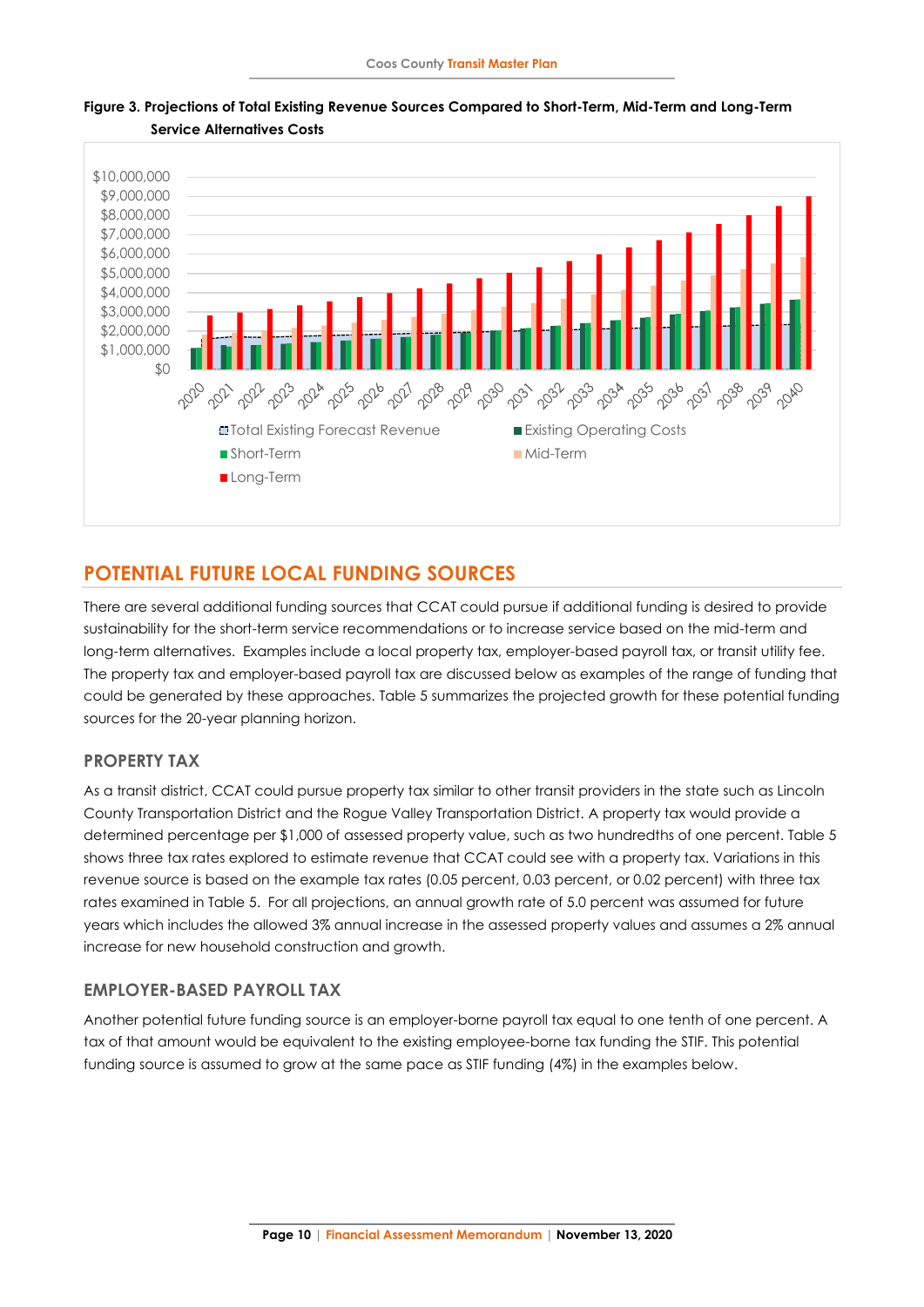**Figure 3. Projections of Total Existing Revenue Sources Compared to Short-Term, Mid-Term and Long-Term Service Alternatives Costs**

## POTENTIAL FUTURE LOCAL FUNDING SOURCES

There are several additional funding sources that CCAT could pursue if additional funding is desired to provide sustainability for the short-term service recommendations or to increase service based on the mid-term and long-term alternatives. Examples include a local property tax, employer-based payroll tax, or transit utility fee. The property tax and employer-based payroll tax are discussed below as examples of the range of funding that could be generated by these approaches. Table 5 summarizes the projected growth for these potential funding sources for the 20-year planning horizon.

### PROPERTY TAX

As a transit district, CCAT could pursue property tax similar to other transit providers in the state such as Lincoln County Transportation District and the Rogue Valley Transportation District. A property tax would provide a determined percentage per $1,000 of assessed property value, such as two hundredths of one percent. Table 5 shows three tax rates explored to estimate revenue that CCAT could see with a property tax. Variations in this revenue source is based on the example tax rates (0.05 percent, 0.03 percent, or 0.02 percent) with three tax rates examined in Table 5. For all projections, an annual growth rate of 5.0 percent was assumed for future years which includes the allowed 3% annual increase in the assessed property values and assumes a 2% annual increase for new household construction and growth.

### EMPLOYER-BASED PAYROLL TAX

Another potential future funding source is an employer-borne payroll tax equal to one tenth of one percent. A tax of that amount would be equivalent to the existing employee-borne tax funding the STIF. This potential funding source is assumed to grow at the same pace as STIF funding (4%) in the examples below.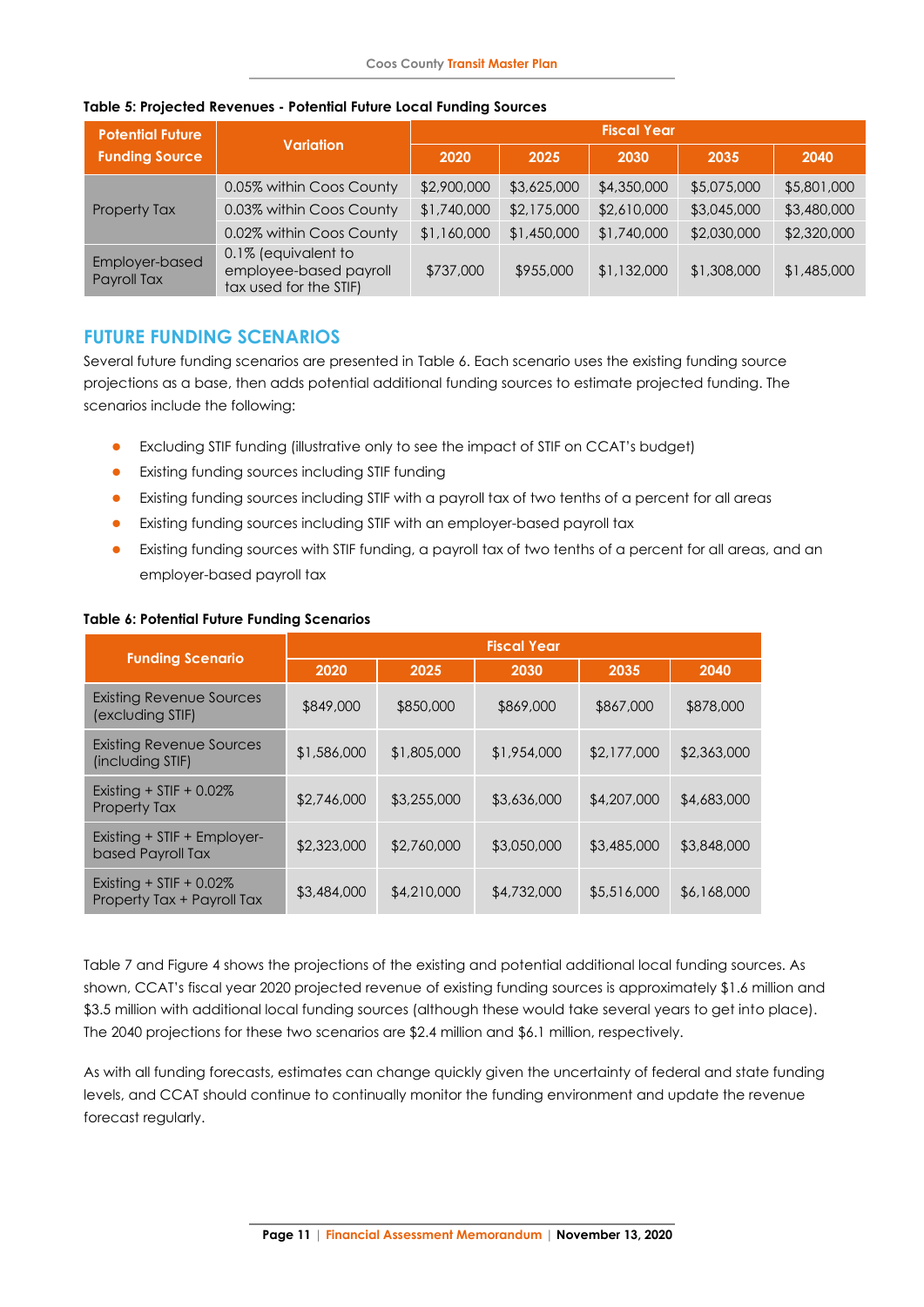**Table 5: Projected Revenues - Potential Future Local Funding Sources**

| Potential Future Funding Source | Variation | Fiscal Year | | | | |
|---|---|---|---|---|---|---|
| | | 2020 | 2025 | 2030 | 2035 | 2040 |
| Property Tax | 0.05% within Coos County | $2,900,000 | $3,625,000 | $4,350,000 | $5,075,000 | $5,801,000 |
| | 0.03% within Coos County | $1,740,000 | $2,175,000 | $2,610,000 | $3,045,000 | $3,480,000 |
| | 0.02% within Coos County | $1,160,000 | $1,450,000 | $1,740,000 | $2,030,000 | $2,320,000 |
| Employer-based Payroll Tax | 0.1% (equivalent to employee-based payroll tax used for the STIF) | $737,000 | $955,000 | $1,132,000 | $1,308,000 | $1,485,000 |

## FUTURE FUNDING SCENARIOS

Several future funding scenarios are presented in Table 6. Each scenario uses the existing funding source projections as a base, then adds potential additional funding sources to estimate projected funding. The scenarios include the following:

- Excluding STIF funding (illustrative only to see the impact of STIF on CCAT's budget)
- Existing funding sources including STIF funding
- Existing funding sources including STIF with a payroll tax of two tenths of a percent for all areas
- Existing funding sources including STIF with an employer-based payroll tax
- Existing funding sources with STIF funding, a payroll tax of two tenths of a percent for all areas, and an employer-based payroll tax

**Table 6: Potential Future Funding Scenarios**

| Funding Scenario | Fiscal Year | | | | |
|---|---|---|---|---|---|
| | 2020 | 2025 | 2030 | 2035 | 2040 |
| Existing Revenue Sources (excluding STIF) | $849,000 | $850,000 | $869,000 | $867,000 | $878,000 |
| Existing Revenue Sources (including STIF) | $1,586,000 | $1,805,000 | $1,954,000 | $2,177,000 | $2,363,000 |
| Existing + STIF + 0.02% Property Tax | $2,746,000 | $3,255,000 | $3,636,000 | $4,207,000 | $4,683,000 |
| Existing + STIF + Employer-based Payroll Tax | $2,323,000 | $2,760,000 | $3,050,000 | $3,485,000 | $3,848,000 |
| Existing + STIF + 0.02% Property Tax + Payroll Tax | $3,484,000 | $4,210,000 | $4,732,000 | $5,516,000 | $6,168,000 |

Table 7 and Figure 4 shows the projections of the existing and potential additional local funding sources. As shown, CCAT's fiscal year 2020 projected revenue of existing funding sources is approximately $1.6 million and $3.5 million with additional local funding sources (although these would take several years to get into place). The 2040 projections for these two scenarios are $2.4 million and $6.1 million, respectively.

As with all funding forecasts, estimates can change quickly given the uncertainty of federal and state funding levels, and CCAT should continue to continually monitor the funding environment and update the revenue forecast regularly.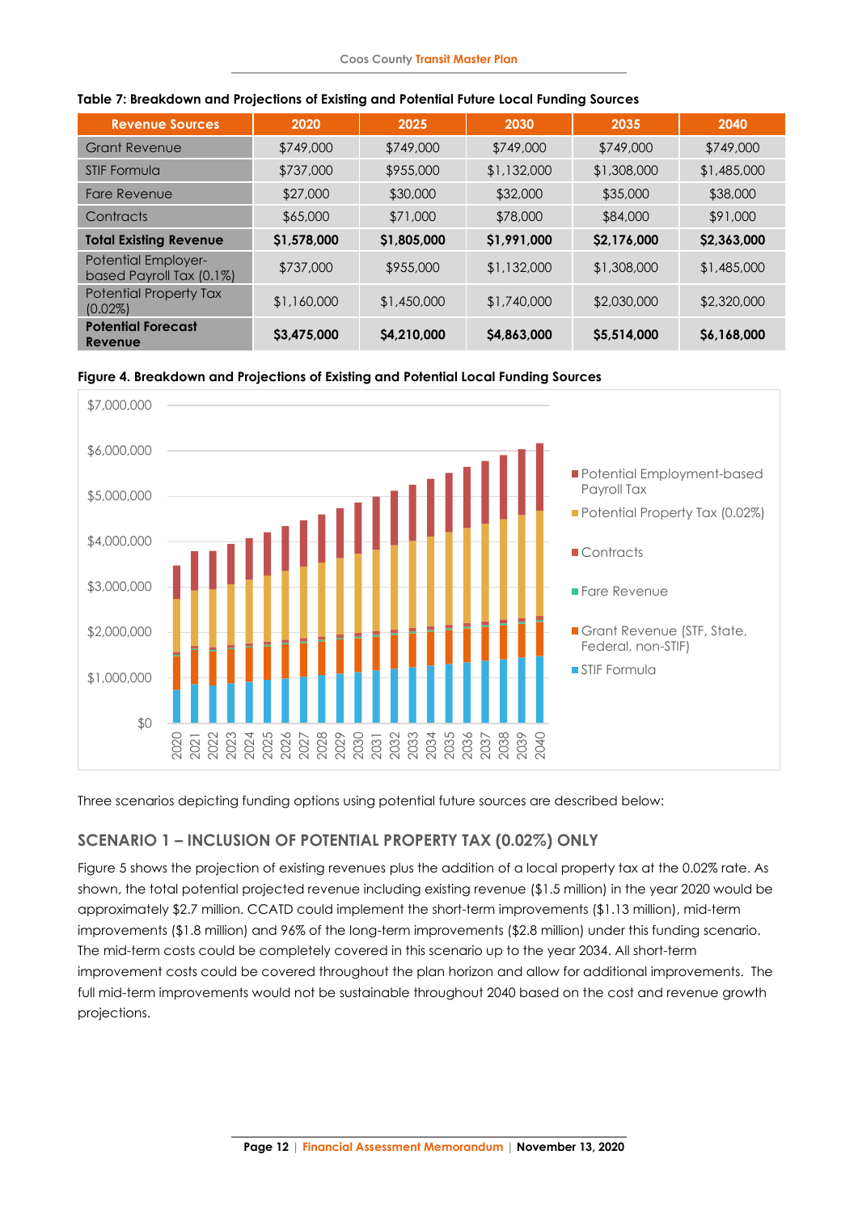**Table 7: Breakdown and Projections of Existing and Potential Future Local Funding Sources**

| Revenue Sources | 2020 | 2025 | 2030 | 2035 | 2040 |
|---|---|---|---|---|---|
| Grant Revenue | $749,000 | $749,000 | $749,000 | $749,000 | $749,000 |
| STIF Formula | $737,000 | $955,000 | $1,132,000 | $1,308,000 | $1,485,000 |
| Fare Revenue | $27,000 | $30,000 | $32,000 | $35,000 | $38,000 |
| Contracts | $65,000 | $71,000 | $78,000 | $84,000 | $91,000 |
| **Total Existing Revenue** | **$1,578,000** | **$1,805,000** | **$1,991,000** | **$2,176,000** | **$2,363,000** |
| Potential Employer-based Payroll Tax (0.1%) | $737,000 | $955,000 | $1,132,000 | $1,308,000 | $1,485,000 |
| Potential Property Tax (0.02%) | $1,160,000 | $1,450,000 | $1,740,000 | $2,030,000 | $2,320,000 |
| **Potential Forecast Revenue** | **$3,475,000** | **$4,210,000** | **$4,863,000** | **$5,514,000** | **$6,168,000** |

**Figure 4. Breakdown and Projections of Existing and Potential Local Funding Sources**

Three scenarios depicting funding options using potential future sources are described below:

## SCENARIO 1 – INCLUSION OF POTENTIAL PROPERTY TAX (0.02%) ONLY

Figure 5 shows the projection of existing revenues plus the addition of a local property tax at the 0.02% rate. As shown, the total potential projected revenue including existing revenue ($1.5 million) in the year 2020 would be approximately $2.7 million. CCATD could implement the short-term improvements ($1.13 million), mid-term improvements ($1.8 million) and 96% of the long-term improvements ($2.8 million) under this funding scenario. The mid-term costs could be completely covered in this scenario up to the year 2034. All short-term improvement costs could be covered throughout the plan horizon and allow for additional improvements. The full mid-term improvements would not be sustainable throughout 2040 based on the cost and revenue growth projections.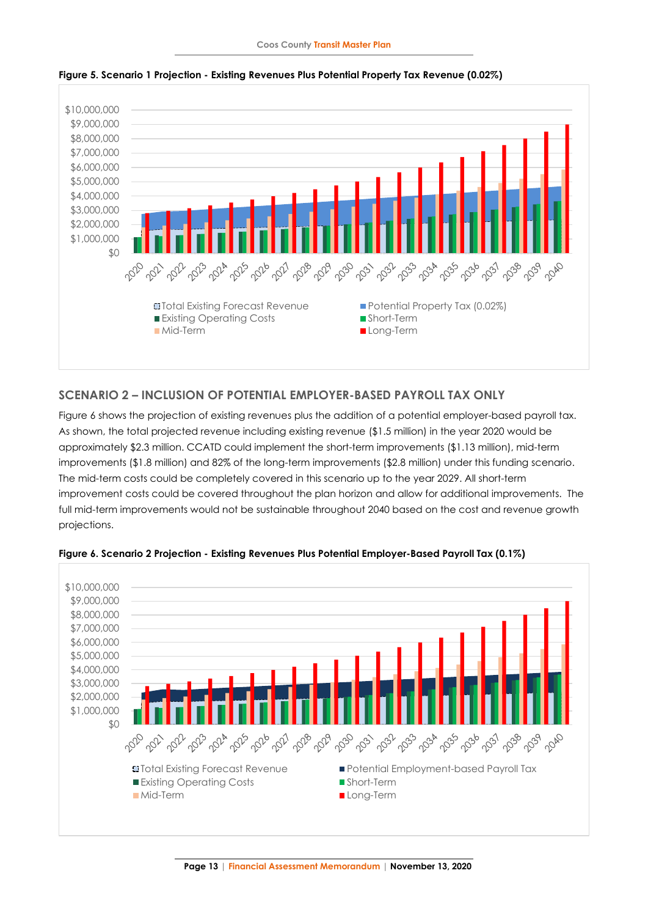**Figure 5. Scenario 1 Projection - Existing Revenues Plus Potential Property Tax Revenue (0.02%)**

## SCENARIO 2 – INCLUSION OF POTENTIAL EMPLOYER-BASED PAYROLL TAX ONLY

Figure 6 shows the projection of existing revenues plus the addition of a potential employer-based payroll tax. As shown, the total projected revenue including existing revenue ($1.5 million) in the year 2020 would be approximately $2.3 million. CCATD could implement the short-term improvements ($1.13 million), mid-term improvements ($1.8 million) and 82% of the long-term improvements ($2.8 million) under this funding scenario. The mid-term costs could be completely covered in this scenario up to the year 2029. All short-term improvement costs could be covered throughout the plan horizon and allow for additional improvements. The full mid-term improvements would not be sustainable throughout 2040 based on the cost and revenue growth projections.

**Figure 6. Scenario 2 Projection - Existing Revenues Plus Potential Employer-Based Payroll Tax (0.1%)**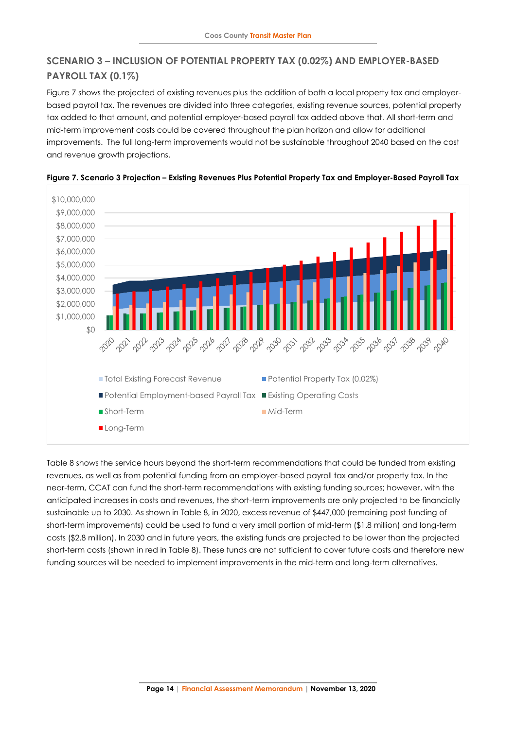## SCENARIO 3 – INCLUSION OF POTENTIAL PROPERTY TAX (0.02%) AND EMPLOYER-BASED PAYROLL TAX (0.1%)

Figure 7 shows the projected of existing revenues plus the addition of both a local property tax and employer-based payroll tax. The revenues are divided into three categories, existing revenue sources, potential property tax added to that amount, and potential employer-based payroll tax added above that. All short-term and mid-term improvement costs could be covered throughout the plan horizon and allow for additional improvements. The full long-term improvements would not be sustainable throughout 2040 based on the cost and revenue growth projections.

**Figure 7. Scenario 3 Projection – Existing Revenues Plus Potential Property Tax and Employer-Based Payroll Tax**

Table 8 shows the service hours beyond the short-term recommendations that could be funded from existing revenues, as well as from potential funding from an employer-based payroll tax and/or property tax. In the near-term, CCAT can fund the short-term recommendations with existing funding sources; however, with the anticipated increases in costs and revenues, the short-term improvements are only projected to be financially sustainable up to 2030. As shown in Table 8, in 2020, excess revenue of $447,000 (remaining post funding of short-term improvements) could be used to fund a very small portion of mid-term ($1.8 million) and long-term costs ($2.8 million). In 2030 and in future years, the existing funds are projected to be lower than the projected short-term costs (shown in red in Table 8). These funds are not sufficient to cover future costs and therefore new funding sources will be needed to implement improvements in the mid-term and long-term alternatives.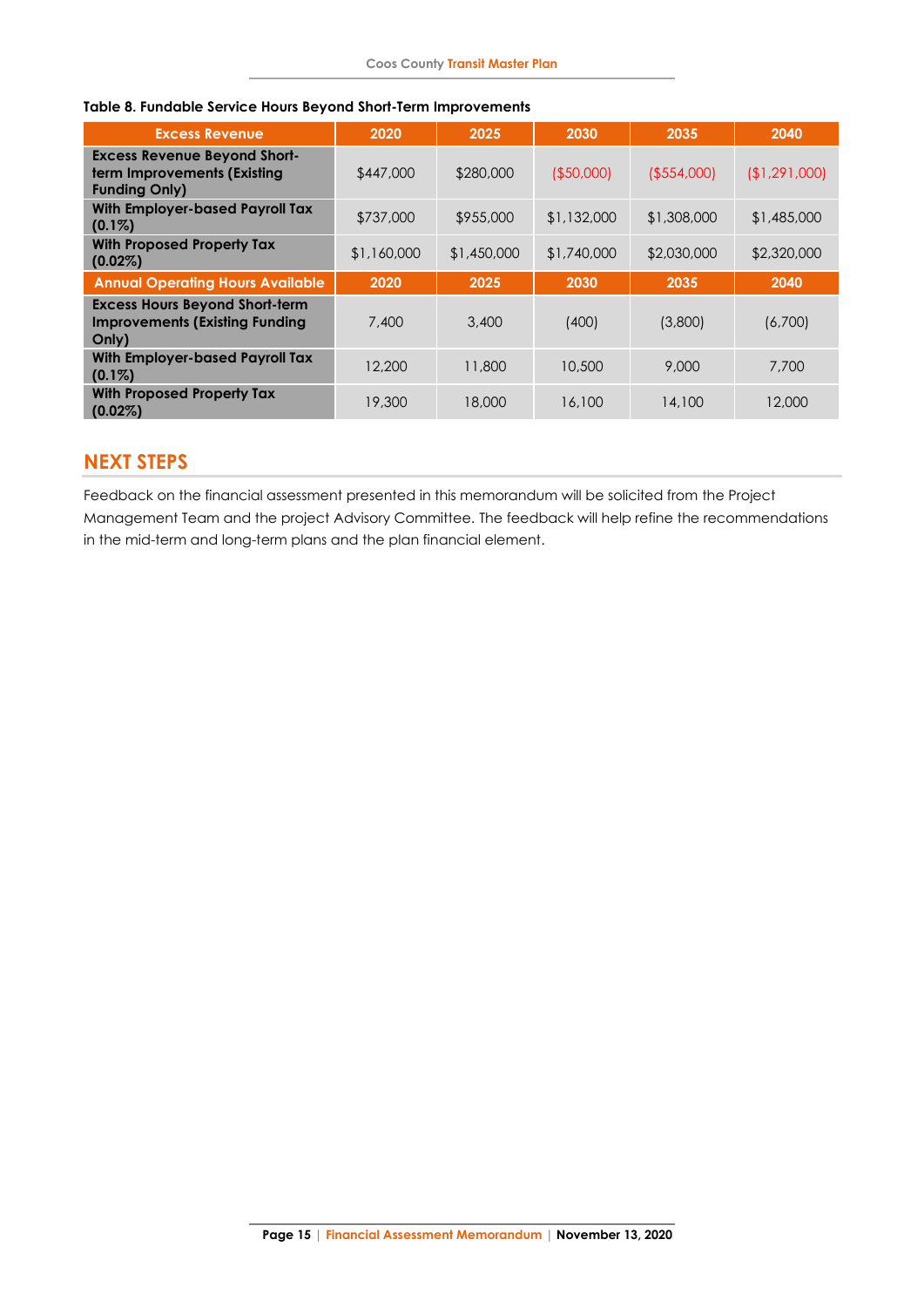**Table 8. Fundable Service Hours Beyond Short-Term Improvements**

| Excess Revenue | 2020 | 2025 | 2030 | 2035 | 2040 |
|---|---|---|---|---|---|
| **Excess Revenue Beyond Short-term Improvements (Existing Funding Only)** | $447,000 | $280,000 | ($50,000) | ($554,000) | ($1,291,000) |
| **With Employer-based Payroll Tax (0.1%)** | $737,000 | $955,000 | $1,132,000 | $1,308,000 | $1,485,000 |
| **With Proposed Property Tax (0.02%)** | $1,160,000 | $1,450,000 | $1,740,000 | $2,030,000 | $2,320,000 |
| **Annual Operating Hours Available** | **2020** | **2025** | **2030** | **2035** | **2040** |
| **Excess Hours Beyond Short-term Improvements (Existing Funding Only)** | 7,400 | 3,400 | (400) | (3,800) | (6,700) |
| **With Employer-based Payroll Tax (0.1%)** | 12,200 | 11,800 | 10,500 | 9,000 | 7,700 |
| **With Proposed Property Tax (0.02%)** | 19,300 | 18,000 | 16,100 | 14,100 | 12,000 |

## NEXT STEPS

Feedback on the financial assessment presented in this memorandum will be solicited from the Project Management Team and the project Advisory Committee. The feedback will help refine the recommendations in the mid-term and long-term plans and the plan financial element.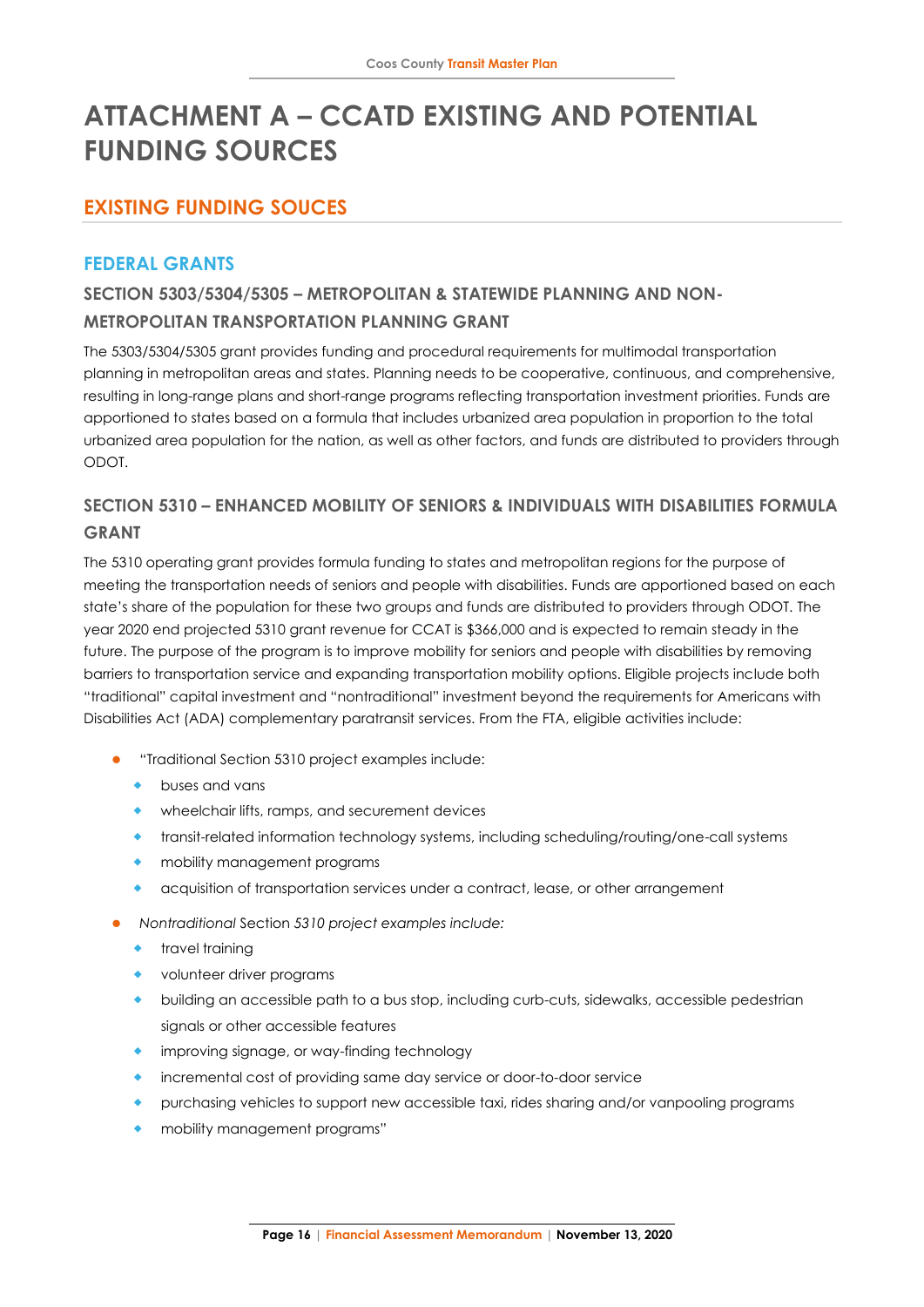# ATTACHMENT A – CCATD EXISTING AND POTENTIAL FUNDING SOURCES

## EXISTING FUNDING SOUCES

### FEDERAL GRANTS

#### SECTION 5303/5304/5305 – METROPOLITAN & STATEWIDE PLANNING AND NON-METROPOLITAN TRANSPORTATION PLANNING GRANT

The 5303/5304/5305 grant provides funding and procedural requirements for multimodal transportation planning in metropolitan areas and states. Planning needs to be cooperative, continuous, and comprehensive, resulting in long-range plans and short-range programs reflecting transportation investment priorities. Funds are apportioned to states based on a formula that includes urbanized area population in proportion to the total urbanized area population for the nation, as well as other factors, and funds are distributed to providers through ODOT.

#### SECTION 5310 – ENHANCED MOBILITY OF SENIORS & INDIVIDUALS WITH DISABILITIES FORMULA GRANT

The 5310 operating grant provides formula funding to states and metropolitan regions for the purpose of meeting the transportation needs of seniors and people with disabilities. Funds are apportioned based on each state's share of the population for these two groups and funds are distributed to providers through ODOT. The year 2020 end projected 5310 grant revenue for CCAT is $366,000 and is expected to remain steady in the future. The purpose of the program is to improve mobility for seniors and people with disabilities by removing barriers to transportation service and expanding transportation mobility options. Eligible projects include both "traditional" capital investment and "nontraditional" investment beyond the requirements for Americans with Disabilities Act (ADA) complementary paratransit services. From the FTA, eligible activities include:

- "Traditional Section 5310 project examples include:
  - buses and vans
  - wheelchair lifts, ramps, and securement devices
  - transit-related information technology systems, including scheduling/routing/one-call systems
  - mobility management programs
  - acquisition of transportation services under a contract, lease, or other arrangement
- *Nontraditional* Section *5310 project examples include:*
  - travel training
  - volunteer driver programs
  - building an accessible path to a bus stop, including curb-cuts, sidewalks, accessible pedestrian signals or other accessible features
  - improving signage, or way-finding technology
  - incremental cost of providing same day service or door-to-door service
  - purchasing vehicles to support new accessible taxi, rides sharing and/or vanpooling programs
  - mobility management programs"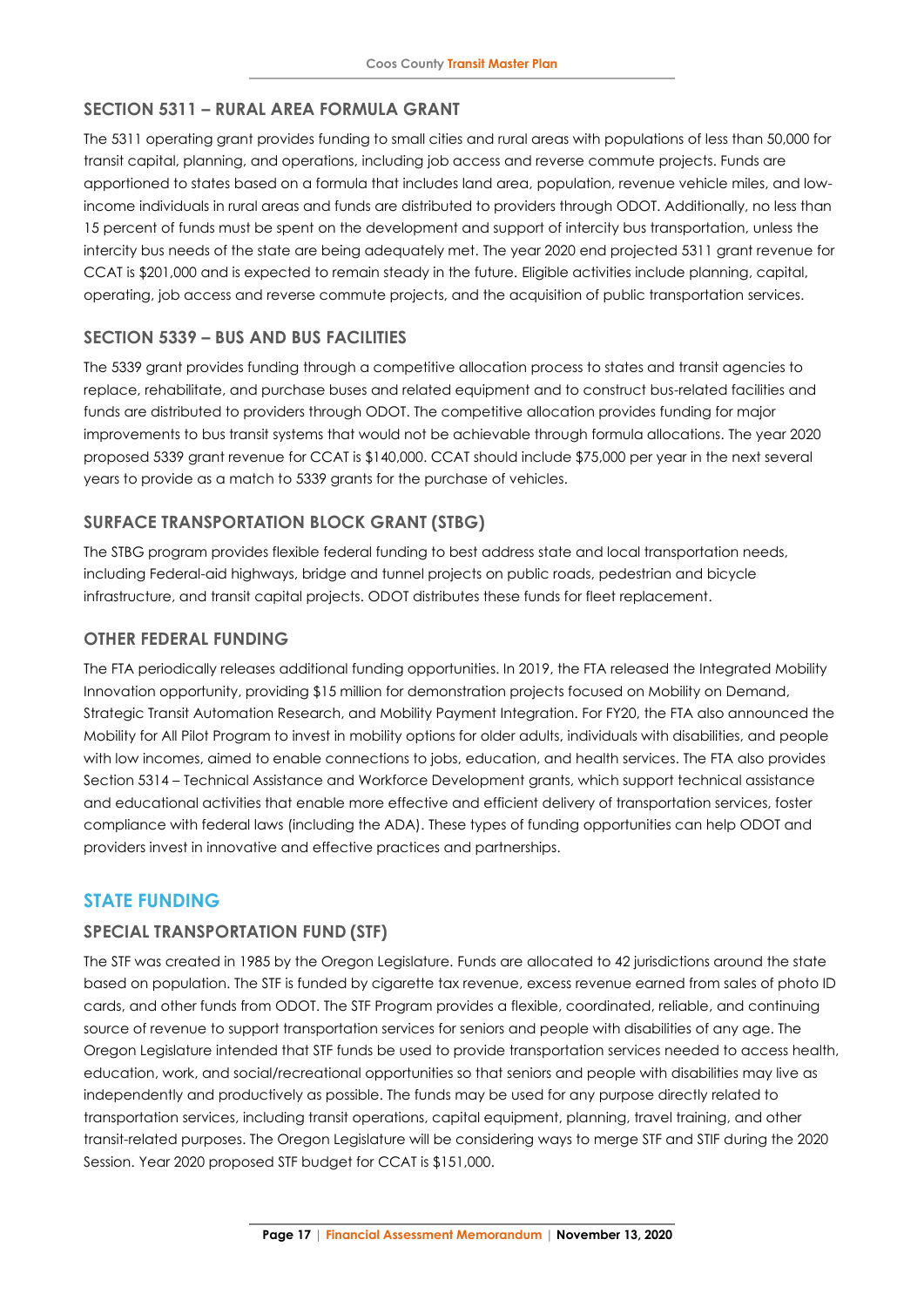### SECTION 5311 – RURAL AREA FORMULA GRANT

The 5311 operating grant provides funding to small cities and rural areas with populations of less than 50,000 for transit capital, planning, and operations, including job access and reverse commute projects. Funds are apportioned to states based on a formula that includes land area, population, revenue vehicle miles, and low-income individuals in rural areas and funds are distributed to providers through ODOT. Additionally, no less than 15 percent of funds must be spent on the development and support of intercity bus transportation, unless the intercity bus needs of the state are being adequately met. The year 2020 end projected 5311 grant revenue for CCAT is $201,000 and is expected to remain steady in the future. Eligible activities include planning, capital, operating, job access and reverse commute projects, and the acquisition of public transportation services.

### SECTION 5339 – BUS AND BUS FACILITIES

The 5339 grant provides funding through a competitive allocation process to states and transit agencies to replace, rehabilitate, and purchase buses and related equipment and to construct bus-related facilities and funds are distributed to providers through ODOT. The competitive allocation provides funding for major improvements to bus transit systems that would not be achievable through formula allocations. The year 2020 proposed 5339 grant revenue for CCAT is $140,000. CCAT should include $75,000 per year in the next several years to provide as a match to 5339 grants for the purchase of vehicles.

### SURFACE TRANSPORTATION BLOCK GRANT (STBG)

The STBG program provides flexible federal funding to best address state and local transportation needs, including Federal-aid highways, bridge and tunnel projects on public roads, pedestrian and bicycle infrastructure, and transit capital projects. ODOT distributes these funds for fleet replacement.

### OTHER FEDERAL FUNDING

The FTA periodically releases additional funding opportunities. In 2019, the FTA released the Integrated Mobility Innovation opportunity, providing $15 million for demonstration projects focused on Mobility on Demand, Strategic Transit Automation Research, and Mobility Payment Integration. For FY20, the FTA also announced the Mobility for All Pilot Program to invest in mobility options for older adults, individuals with disabilities, and people with low incomes, aimed to enable connections to jobs, education, and health services. The FTA also provides Section 5314 – Technical Assistance and Workforce Development grants, which support technical assistance and educational activities that enable more effective and efficient delivery of transportation services, foster compliance with federal laws (including the ADA). These types of funding opportunities can help ODOT and providers invest in innovative and effective practices and partnerships.

## STATE FUNDING

### SPECIAL TRANSPORTATION FUND (STF)

The STF was created in 1985 by the Oregon Legislature. Funds are allocated to 42 jurisdictions around the state based on population. The STF is funded by cigarette tax revenue, excess revenue earned from sales of photo ID cards, and other funds from ODOT. The STF Program provides a flexible, coordinated, reliable, and continuing source of revenue to support transportation services for seniors and people with disabilities of any age. The Oregon Legislature intended that STF funds be used to provide transportation services needed to access health, education, work, and social/recreational opportunities so that seniors and people with disabilities may live as independently and productively as possible. The funds may be used for any purpose directly related to transportation services, including transit operations, capital equipment, planning, travel training, and other transit-related purposes. The Oregon Legislature will be considering ways to merge STF and STIF during the 2020 Session. Year 2020 proposed STF budget for CCAT is $151,000.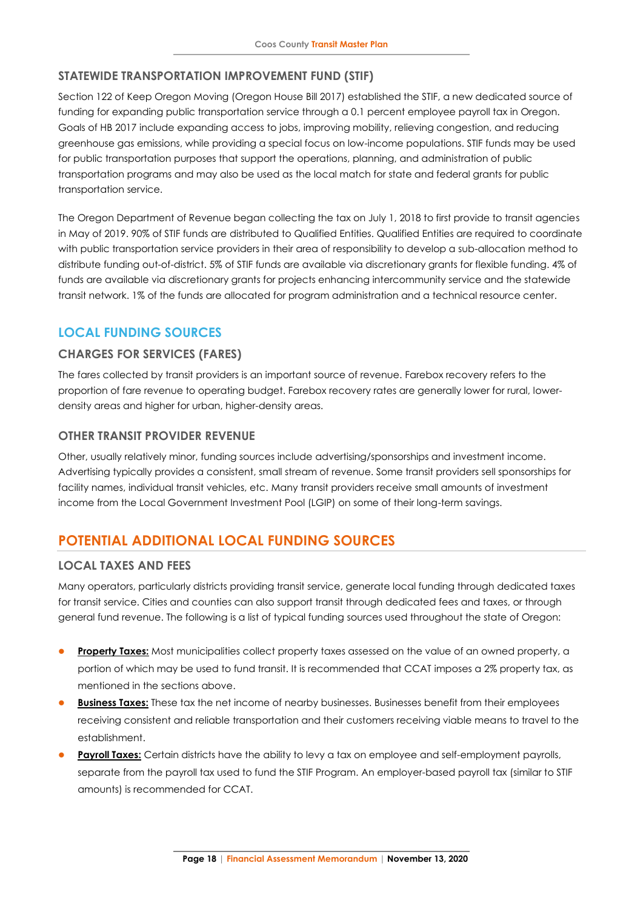### STATEWIDE TRANSPORTATION IMPROVEMENT FUND (STIF)

Section 122 of Keep Oregon Moving (Oregon House Bill 2017) established the STIF, a new dedicated source of funding for expanding public transportation service through a 0.1 percent employee payroll tax in Oregon. Goals of HB 2017 include expanding access to jobs, improving mobility, relieving congestion, and reducing greenhouse gas emissions, while providing a special focus on low-income populations. STIF funds may be used for public transportation purposes that support the operations, planning, and administration of public transportation programs and may also be used as the local match for state and federal grants for public transportation service.

The Oregon Department of Revenue began collecting the tax on July 1, 2018 to first provide to transit agencies in May of 2019. 90% of STIF funds are distributed to Qualified Entities. Qualified Entities are required to coordinate with public transportation service providers in their area of responsibility to develop a sub-allocation method to distribute funding out-of-district. 5% of STIF funds are available via discretionary grants for flexible funding. 4% of funds are available via discretionary grants for projects enhancing intercommunity service and the statewide transit network. 1% of the funds are allocated for program administration and a technical resource center.

## LOCAL FUNDING SOURCES

### CHARGES FOR SERVICES (FARES)

The fares collected by transit providers is an important source of revenue. Farebox recovery refers to the proportion of fare revenue to operating budget. Farebox recovery rates are generally lower for rural, lower-density areas and higher for urban, higher-density areas.

### OTHER TRANSIT PROVIDER REVENUE

Other, usually relatively minor, funding sources include advertising/sponsorships and investment income. Advertising typically provides a consistent, small stream of revenue. Some transit providers sell sponsorships for facility names, individual transit vehicles, etc. Many transit providers receive small amounts of investment income from the Local Government Investment Pool (LGIP) on some of their long-term savings.

## POTENTIAL ADDITIONAL LOCAL FUNDING SOURCES

### LOCAL TAXES AND FEES

Many operators, particularly districts providing transit service, generate local funding through dedicated taxes for transit service. Cities and counties can also support transit through dedicated fees and taxes, or through general fund revenue. The following is a list of typical funding sources used throughout the state of Oregon:

- **Property Taxes:** Most municipalities collect property taxes assessed on the value of an owned property, a portion of which may be used to fund transit. It is recommended that CCAT imposes a 2% property tax, as mentioned in the sections above.
- **Business Taxes:** These tax the net income of nearby businesses. Businesses benefit from their employees receiving consistent and reliable transportation and their customers receiving viable means to travel to the establishment.
- **Payroll Taxes:** Certain districts have the ability to levy a tax on employee and self-employment payrolls, separate from the payroll tax used to fund the STIF Program. An employer-based payroll tax (similar to STIF amounts) is recommended for CCAT.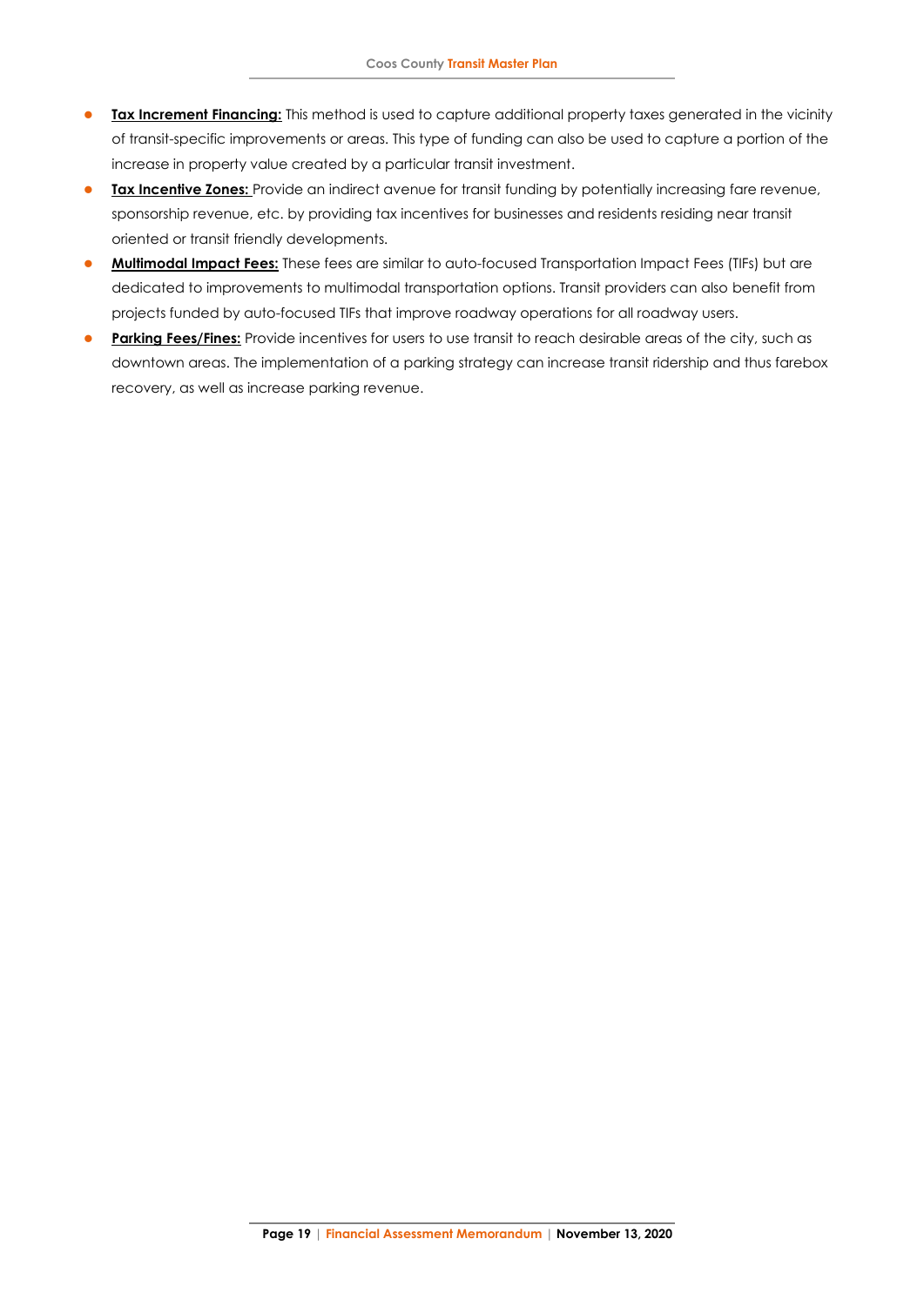- **Tax Increment Financing:** This method is used to capture additional property taxes generated in the vicinity of transit-specific improvements or areas. This type of funding can also be used to capture a portion of the increase in property value created by a particular transit investment.
- **Tax Incentive Zones:** Provide an indirect avenue for transit funding by potentially increasing fare revenue, sponsorship revenue, etc. by providing tax incentives for businesses and residents residing near transit oriented or transit friendly developments.
- **Multimodal Impact Fees:** These fees are similar to auto-focused Transportation Impact Fees (TIFs) but are dedicated to improvements to multimodal transportation options. Transit providers can also benefit from projects funded by auto-focused TIFs that improve roadway operations for all roadway users.
- **Parking Fees/Fines:** Provide incentives for users to use transit to reach desirable areas of the city, such as downtown areas. The implementation of a parking strategy can increase transit ridership and thus farebox recovery, as well as increase parking revenue.